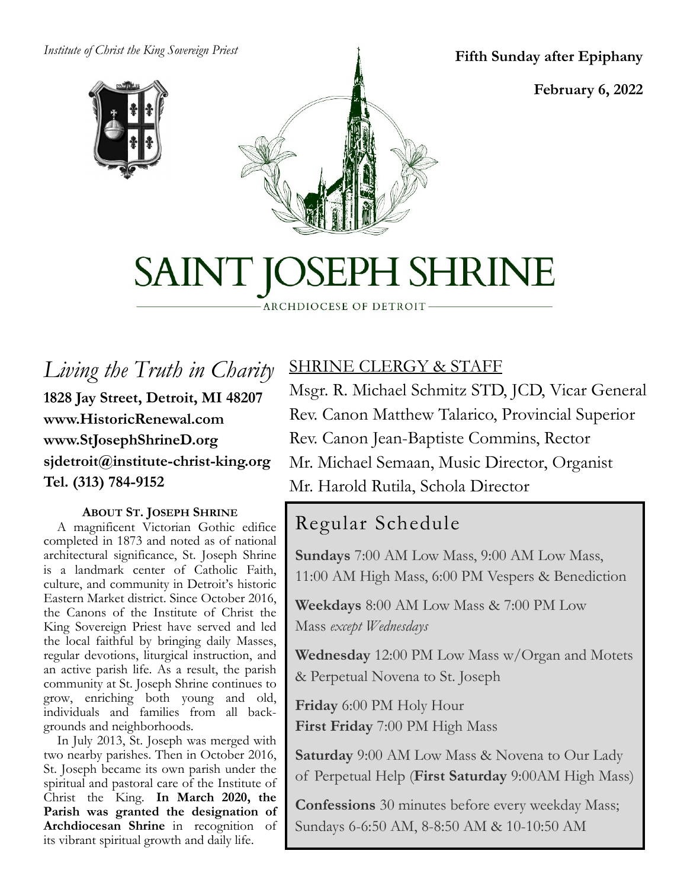*Institute of Christ the King Sovereign Priest*

**Fifth Sunday after Epiphany**

**February 6, 2022**

# SAINT JOSEPH SHRINE

ARCHDIOCESE OF DETROIT

## *Living the Truth in Charity*

**1828 Jay Street, Detroit, MI 48207**
**www.HistoricRenewal.com**
**www.StJosephShrineD.org**
**sjdetroit@institute-christ-king.org**
**Tel. (313) 784-9152**

### ABOUT ST. JOSEPH SHRINE

A magnificent Victorian Gothic edifice completed in 1873 and noted as of national architectural significance, St. Joseph Shrine is a landmark center of Catholic Faith, culture, and community in Detroit's historic Eastern Market district. Since October 2016, the Canons of the Institute of Christ the King Sovereign Priest have served and led the local faithful by bringing daily Masses, regular devotions, liturgical instruction, and an active parish life. As a result, the parish community at St. Joseph Shrine continues to grow, enriching both young and old, individuals and families from all backgrounds and neighborhoods.

In July 2013, St. Joseph was merged with two nearby parishes. Then in October 2016, St. Joseph became its own parish under the spiritual and pastoral care of the Institute of Christ the King. **In March 2020, the Parish was granted the designation of Archdiocesan Shrine** in recognition of its vibrant spiritual growth and daily life.

## SHRINE CLERGY & STAFF

Msgr. R. Michael Schmitz STD, JCD, Vicar General
Rev. Canon Matthew Talarico, Provincial Superior
Rev. Canon Jean-Baptiste Commins, Rector
Mr. Michael Semaan, Music Director, Organist
Mr. Harold Rutila, Schola Director

## Regular Schedule

**Sundays** 7:00 AM Low Mass, 9:00 AM Low Mass, 11:00 AM High Mass, 6:00 PM Vespers & Benediction

**Weekdays** 8:00 AM Low Mass & 7:00 PM Low Mass *except Wednesdays*

**Wednesday** 12:00 PM Low Mass w/Organ and Motets & Perpetual Novena to St. Joseph

**Friday** 6:00 PM Holy Hour
**First Friday** 7:00 PM High Mass

**Saturday** 9:00 AM Low Mass & Novena to Our Lady of Perpetual Help (**First Saturday** 9:00AM High Mass)

**Confessions** 30 minutes before every weekday Mass; Sundays 6-6:50 AM, 8-8:50 AM & 10-10:50 AM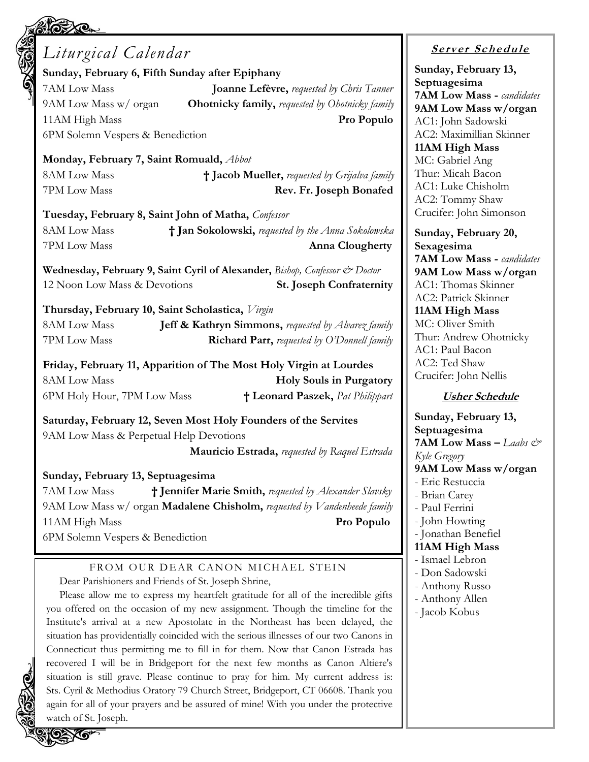## *Liturgical Calendar*

**Sunday, February 6, Fifth Sunday after Epiphany**

7AM Low Mass — **Joanne Lefèvre,** *requested by Chris Tanner*
9AM Low Mass w/ organ — **Ohotnicky family,** *requested by Ohotnicky family*
11AM High Mass — **Pro Populo**
6PM Solemn Vespers & Benediction

**Monday, February 7, Saint Romuald,** *Abbot*

8AM Low Mass — **† Jacob Mueller,** *requested by Grijalva family*
7PM Low Mass — **Rev. Fr. Joseph Bonafed**

**Tuesday, February 8, Saint John of Matha,** *Confessor*

8AM Low Mass — **† Jan Sokolowski,** *requested by the Anna Sokolowska*
7PM Low Mass — **Anna Clougherty**

**Wednesday, February 9, Saint Cyril of Alexander,** *Bishop, Confessor & Doctor*

12 Noon Low Mass & Devotions — **St. Joseph Confraternity**

**Thursday, February 10, Saint Scholastica,** *Virgin*

8AM Low Mass — **Jeff & Kathryn Simmons,** *requested by Alvarez family*
7PM Low Mass — **Richard Parr,** *requested by O'Donnell family*

**Friday, February 11, Apparition of The Most Holy Virgin at Lourdes**

8AM Low Mass — **Holy Souls in Purgatory**
6PM Holy Hour, 7PM Low Mass — **† Leonard Paszek,** *Pat Philippart*

**Saturday, February 12, Seven Most Holy Founders of the Servites**

9AM Low Mass & Perpetual Help Devotions — **Mauricio Estrada,** *requested by Raquel Estrada*

**Sunday, February 13, Septuagesima**

7AM Low Mass — **† Jennifer Marie Smith,** *requested by Alexander Slavsky*
9AM Low Mass w/ organ — **Madalene Chisholm,** *requested by Vandenheede family*
11AM High Mass — **Pro Populo**
6PM Solemn Vespers & Benediction

### FROM OUR DEAR CANON MICHAEL STEIN

Dear Parishioners and Friends of St. Joseph Shrine,

Please allow me to express my heartfelt gratitude for all of the incredible gifts you offered on the occasion of my new assignment. Though the timeline for the Institute's arrival at a new Apostolate in the Northeast has been delayed, the situation has providentially coincided with the serious illnesses of our two Canons in Connecticut thus permitting me to fill in for them. Now that Canon Estrada has recovered I will be in Bridgeport for the next few months as Canon Altiere's situation is still grave. Please continue to pray for him. My current address is: Sts. Cyril & Methodius Oratory 79 Church Street, Bridgeport, CT 06608. Thank you again for all of your prayers and be assured of mine! With you under the protective watch of St. Joseph.

### Server Schedule

**Sunday, February 13, Septuagesima**

**7AM Low Mass -** *candidates*

**9AM Low Mass w/organ**
AC1: John Sadowski
AC2: Maximillian Skinner

**11AM High Mass**
MC: Gabriel Ang
Thur: Micah Bacon
AC1: Luke Chisholm
AC2: Tommy Shaw
Crucifer: John Simonson

**Sunday, February 20, Sexagesima**

**7AM Low Mass -** *candidates*

**9AM Low Mass w/organ**
AC1: Thomas Skinner
AC2: Patrick Skinner

**11AM High Mass**
MC: Oliver Smith
Thur: Andrew Ohotnicky
AC1: Paul Bacon
AC2: Ted Shaw
Crucifer: John Nellis

### Usher Schedule

**Sunday, February 13, Septuagesima**

**7AM Low Mass –** *Laabs & Kyle Gregory*

**9AM Low Mass w/organ**
- Eric Restuccia
- Brian Carey
- Paul Ferrini
- John Howting
- Jonathan Benefiel

**11AM High Mass**
- Ismael Lebron
- Don Sadowski
- Anthony Russo
- Anthony Allen
- Jacob Kobus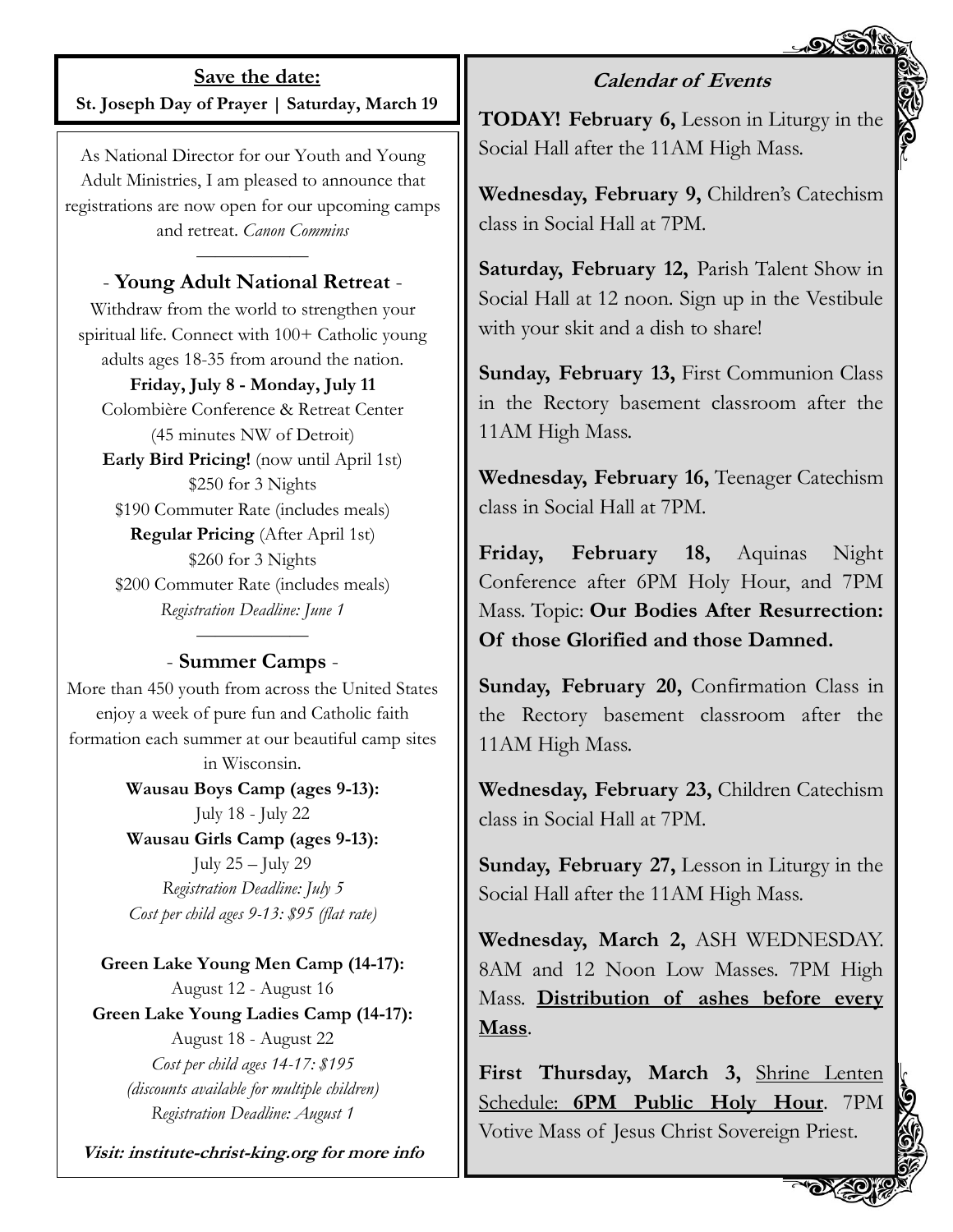**Save the date:**

**St. Joseph Day of Prayer | Saturday, March 19**

As National Director for our Youth and Young Adult Ministries, I am pleased to announce that registrations are now open for our upcoming camps and retreat. *Canon Commins*

## - Young Adult National Retreat -

Withdraw from the world to strengthen your spiritual life. Connect with 100+ Catholic young adults ages 18-35 from around the nation.

**Friday, July 8 - Monday, July 11**
Colombière Conference & Retreat Center
(45 minutes NW of Detroit)

**Early Bird Pricing!** (now until April 1st)
$250 for 3 Nights
$190 Commuter Rate (includes meals)

**Regular Pricing** (After April 1st)
$260 for 3 Nights
$200 Commuter Rate (includes meals)

*Registration Deadline: June 1*

## - Summer Camps -

More than 450 youth from across the United States enjoy a week of pure fun and Catholic faith formation each summer at our beautiful camp sites in Wisconsin.

**Wausau Boys Camp (ages 9-13):**
July 18 - July 22

**Wausau Girls Camp (ages 9-13):**
July 25 – July 29

*Registration Deadline: July 5*
*Cost per child ages 9-13: $95 (flat rate)*

**Green Lake Young Men Camp (14-17):**
August 12 - August 16

**Green Lake Young Ladies Camp (14-17):**
August 18 - August 22

*Cost per child ages 14-17: $195*
*(discounts available for multiple children)*
*Registration Deadline: August 1*

***Visit: institute-christ-king.org for more info***

## Calendar of Events

**TODAY! February 6,** Lesson in Liturgy in the Social Hall after the 11AM High Mass.

**Wednesday, February 9,** Children's Catechism class in Social Hall at 7PM.

**Saturday, February 12,** Parish Talent Show in Social Hall at 12 noon. Sign up in the Vestibule with your skit and a dish to share!

**Sunday, February 13,** First Communion Class in the Rectory basement classroom after the 11AM High Mass.

**Wednesday, February 16,** Teenager Catechism class in Social Hall at 7PM.

**Friday, February 18,** Aquinas Night Conference after 6PM Holy Hour, and 7PM Mass. Topic: **Our Bodies After Resurrection: Of those Glorified and those Damned.**

**Sunday, February 20,** Confirmation Class in the Rectory basement classroom after the 11AM High Mass.

**Wednesday, February 23,** Children Catechism class in Social Hall at 7PM.

**Sunday, February 27,** Lesson in Liturgy in the Social Hall after the 11AM High Mass.

**Wednesday, March 2,** ASH WEDNESDAY. 8AM and 12 Noon Low Masses. 7PM High Mass. **Distribution of ashes before every Mass**.

**First Thursday, March 3,** Shrine Lenten Schedule: **6PM Public Holy Hour**. 7PM Votive Mass of Jesus Christ Sovereign Priest.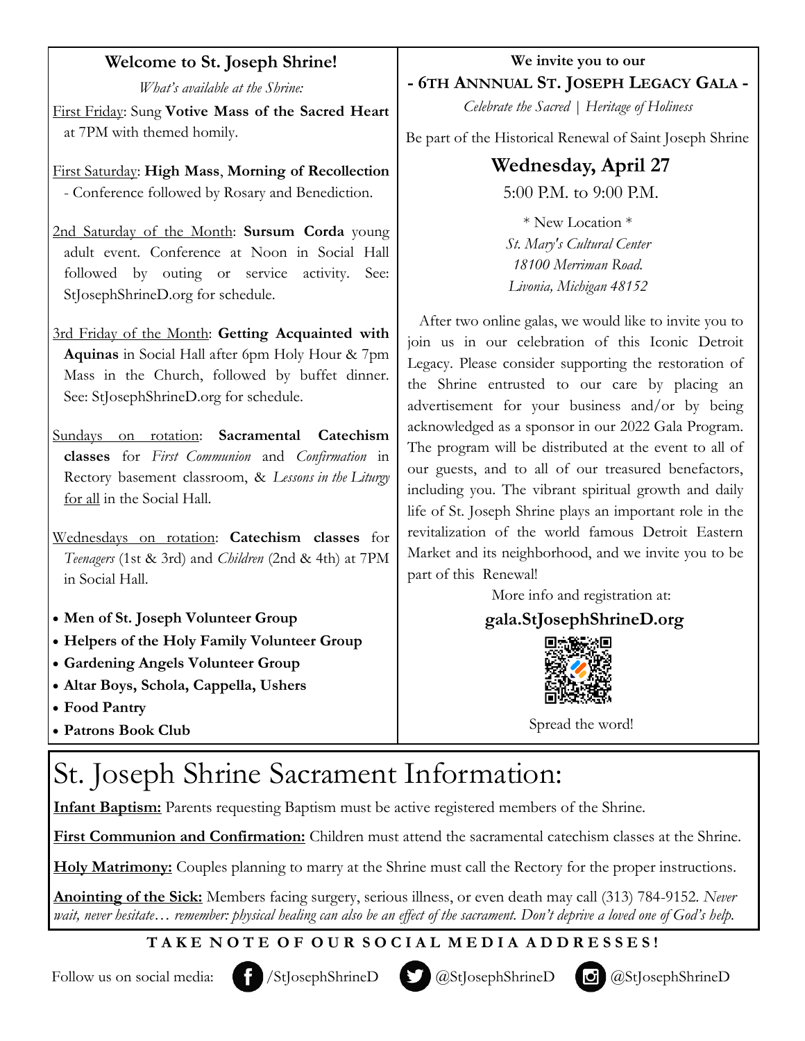## Welcome to St. Joseph Shrine!

*What's available at the Shrine:*

First Friday: Sung **Votive Mass of the Sacred Heart** at 7PM with themed homily.

First Saturday: **High Mass**, **Morning of Recollection** - Conference followed by Rosary and Benediction.

2nd Saturday of the Month: **Sursum Corda** young adult event. Conference at Noon in Social Hall followed by outing or service activity. See: StJosephShrineD.org for schedule.

3rd Friday of the Month: **Getting Acquainted with Aquinas** in Social Hall after 6pm Holy Hour & 7pm Mass in the Church, followed by buffet dinner. See: StJosephShrineD.org for schedule.

Sundays on rotation: **Sacramental Catechism classes** for *First Communion* and *Confirmation* in Rectory basement classroom, & *Lessons in the Liturgy* for all in the Social Hall.

Wednesdays on rotation: **Catechism classes** for *Teenagers* (1st & 3rd) and *Children* (2nd & 4th) at 7PM in Social Hall.

- **Men of St. Joseph Volunteer Group**
- **Helpers of the Holy Family Volunteer Group**
- **Gardening Angels Volunteer Group**
- **Altar Boys, Schola, Cappella, Ushers**
- **Food Pantry**
- **Patrons Book Club**

**We invite you to our**

## - 6TH ANNNUAL ST. JOSEPH LEGACY GALA -

*Celebrate the Sacred | Heritage of Holiness*

Be part of the Historical Renewal of Saint Joseph Shrine

### Wednesday, April 27

5:00 P.M. to 9:00 P.M.

\* New Location \*

*St. Mary's Cultural Center*
*18100 Merriman Road.*
*Livonia, Michigan 48152*

After two online galas, we would like to invite you to join us in our celebration of this Iconic Detroit Legacy. Please consider supporting the restoration of the Shrine entrusted to our care by placing an advertisement for your business and/or by being acknowledged as a sponsor in our 2022 Gala Program. The program will be distributed at the event to all of our guests, and to all of our treasured benefactors, including you. The vibrant spiritual growth and daily life of St. Joseph Shrine plays an important role in the revitalization of the world famous Detroit Eastern Market and its neighborhood, and we invite you to be part of this Renewal!

More info and registration at:

**gala.StJosephShrineD.org**

Spread the word!

# St. Joseph Shrine Sacrament Information:

**Infant Baptism:** Parents requesting Baptism must be active registered members of the Shrine.

**First Communion and Confirmation:** Children must attend the sacramental catechism classes at the Shrine.

**Holy Matrimony:** Couples planning to marry at the Shrine must call the Rectory for the proper instructions.

**Anointing of the Sick:** Members facing surgery, serious illness, or even death may call (313) 784-9152. *Never wait, never hesitate… remember: physical healing can also be an effect of the sacrament. Don't deprive a loved one of God's help.*

**TAKE NOTE OF OUR SOCIAL MEDIA ADDRESSES!**

Follow us on social media: /StJosephShrineD @StJosephShrineD @StJosephShrineD